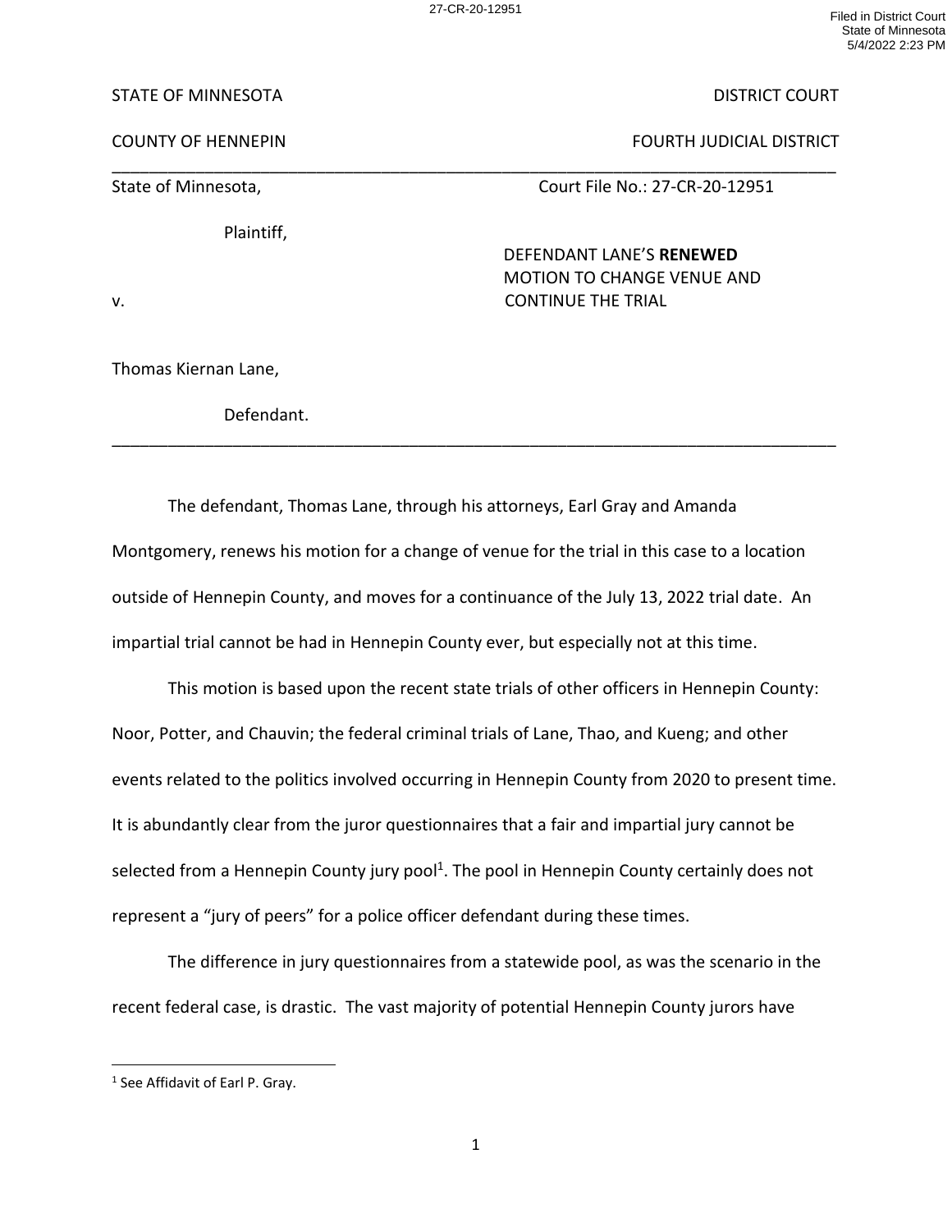27-CR-20-12951

Filed in District Court
State of Minnesota
5/4/2022 2:23 PM

STATE OF MINNESOTA | DISTRICT COURT

COUNTY OF HENNEPIN | FOURTH JUDICIAL DISTRICT

---

State of Minnesota,

Plaintiff,

v.

Thomas Kiernan Lane,

Defendant.

Court File No.: 27-CR-20-12951

DEFENDANT LANE'S **RENEWED** MOTION TO CHANGE VENUE AND CONTINUE THE TRIAL

---

The defendant, Thomas Lane, through his attorneys, Earl Gray and Amanda Montgomery, renews his motion for a change of venue for the trial in this case to a location outside of Hennepin County, and moves for a continuance of the July 13, 2022 trial date. An impartial trial cannot be had in Hennepin County ever, but especially not at this time.

This motion is based upon the recent state trials of other officers in Hennepin County: Noor, Potter, and Chauvin; the federal criminal trials of Lane, Thao, and Kueng; and other events related to the politics involved occurring in Hennepin County from 2020 to present time. It is abundantly clear from the juror questionnaires that a fair and impartial jury cannot be selected from a Hennepin County jury pool[1]. The pool in Hennepin County certainly does not represent a "jury of peers" for a police officer defendant during these times.

The difference in jury questionnaires from a statewide pool, as was the scenario in the recent federal case, is drastic. The vast majority of potential Hennepin County jurors have

[1] See Affidavit of Earl P. Gray.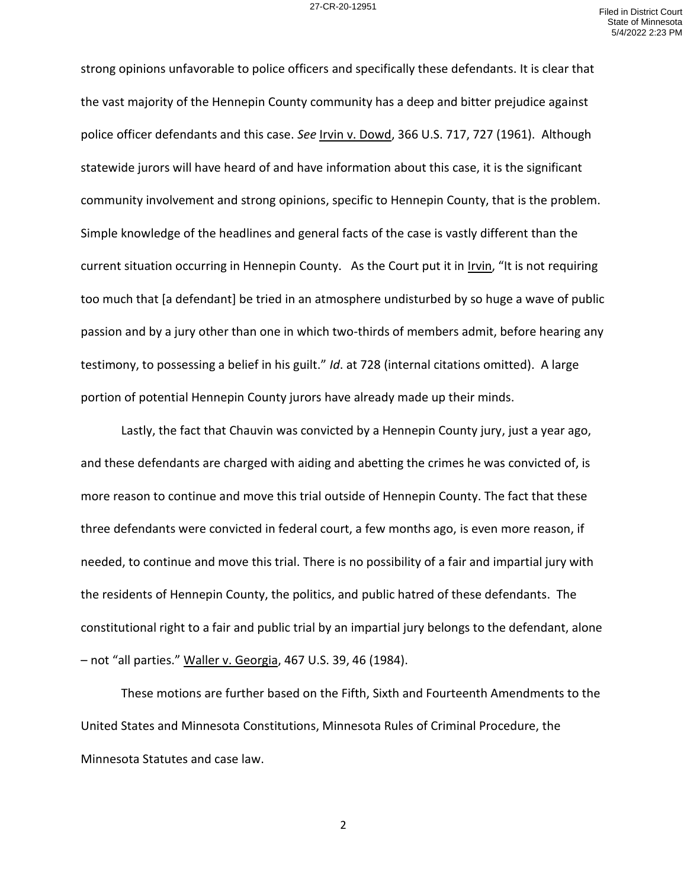strong opinions unfavorable to police officers and specifically these defendants. It is clear that the vast majority of the Hennepin County community has a deep and bitter prejudice against police officer defendants and this case. *See* Irvin v. Dowd, 366 U.S. 717, 727 (1961). Although statewide jurors will have heard of and have information about this case, it is the significant community involvement and strong opinions, specific to Hennepin County, that is the problem. Simple knowledge of the headlines and general facts of the case is vastly different than the current situation occurring in Hennepin County. As the Court put it in Irvin, "It is not requiring too much that [a defendant] be tried in an atmosphere undisturbed by so huge a wave of public passion and by a jury other than one in which two-thirds of members admit, before hearing any testimony, to possessing a belief in his guilt." *Id*. at 728 (internal citations omitted). A large portion of potential Hennepin County jurors have already made up their minds.

Lastly, the fact that Chauvin was convicted by a Hennepin County jury, just a year ago, and these defendants are charged with aiding and abetting the crimes he was convicted of, is more reason to continue and move this trial outside of Hennepin County. The fact that these three defendants were convicted in federal court, a few months ago, is even more reason, if needed, to continue and move this trial. There is no possibility of a fair and impartial jury with the residents of Hennepin County, the politics, and public hatred of these defendants. The constitutional right to a fair and public trial by an impartial jury belongs to the defendant, alone – not "all parties." Waller v. Georgia, 467 U.S. 39, 46 (1984).

These motions are further based on the Fifth, Sixth and Fourteenth Amendments to the United States and Minnesota Constitutions, Minnesota Rules of Criminal Procedure, the Minnesota Statutes and case law.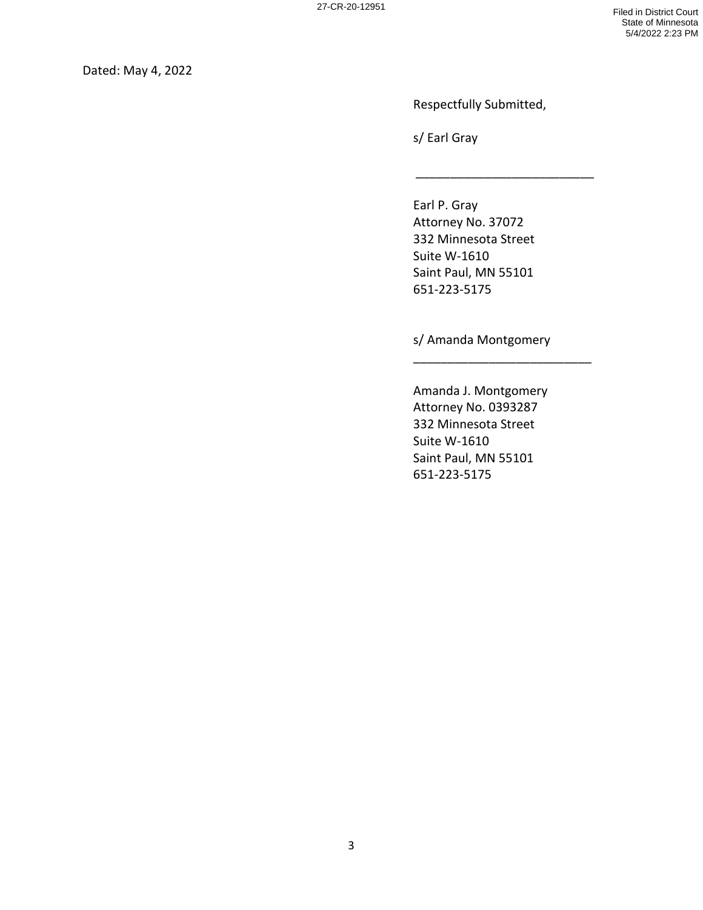Dated: May 4, 2022

Respectfully Submitted,

s/ Earl Gray

___________________________

Earl P. Gray
Attorney No. 37072
332 Minnesota Street
Suite W-1610
Saint Paul, MN 55101
651-223-5175

s/ Amanda Montgomery
___________________________

Amanda J. Montgomery
Attorney No. 0393287
332 Minnesota Street
Suite W-1610
Saint Paul, MN 55101
651-223-5175